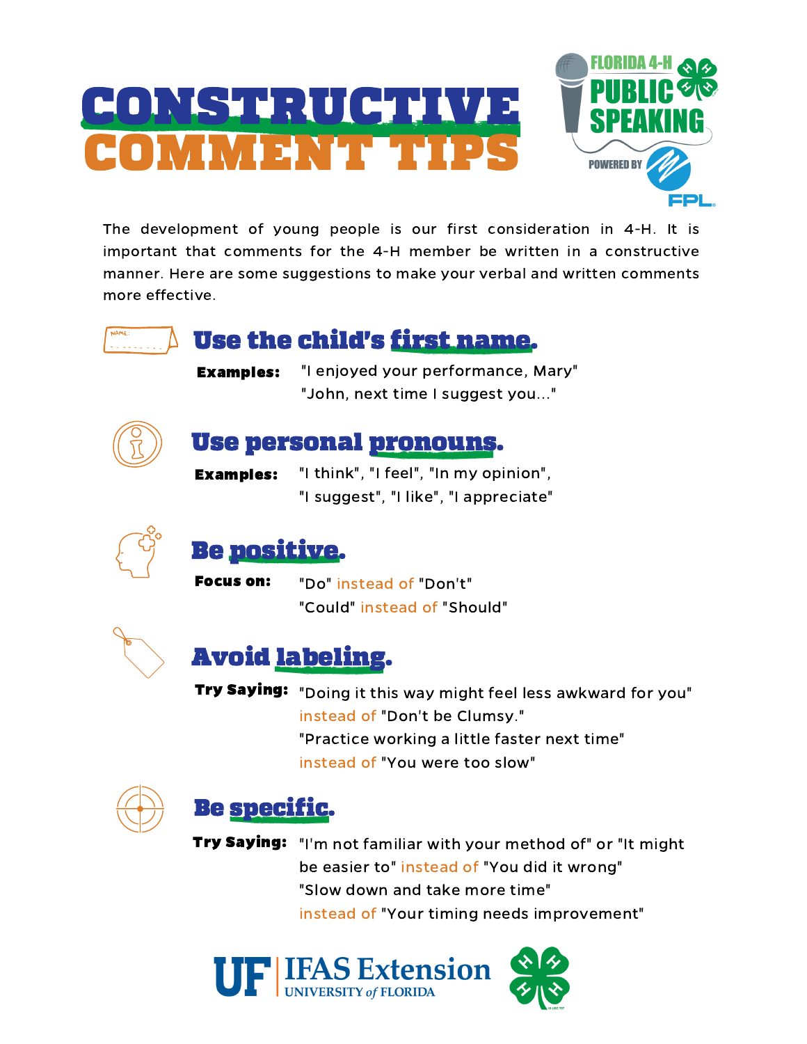# CONSTRUCTIVE COMMENT TIPS

FLORIDA 4-H PUBLIC SPEAKING

POWERED BY FPL

The development of young people is our first consideration in 4-H. It is important that comments for the 4-H member be written in a constructive manner. Here are some suggestions to make your verbal and written comments more effective.

## Use the child's first name.

**Examples:** "I enjoyed your performance, Mary"
"John, next time I suggest you..."

## Use personal pronouns.

**Examples:** "I think", "I feel", "In my opinion",
"I suggest", "I like", "I appreciate"

## Be positive.

**Focus on:** "Do" instead of "Don't"
"Could" instead of "Should"

## Avoid labeling.

**Try Saying:** "Doing it this way might feel less awkward for you"
instead of "Don't be Clumsy."
"Practice working a little faster next time"
instead of "You were too slow"

## Be specific.

**Try Saying:** "I'm not familiar with your method of" or "It might be easier to" instead of "You did it wrong"
"Slow down and take more time"
instead of "Your timing needs improvement"

UF | IFAS Extension
UNIVERSITY of FLORIDA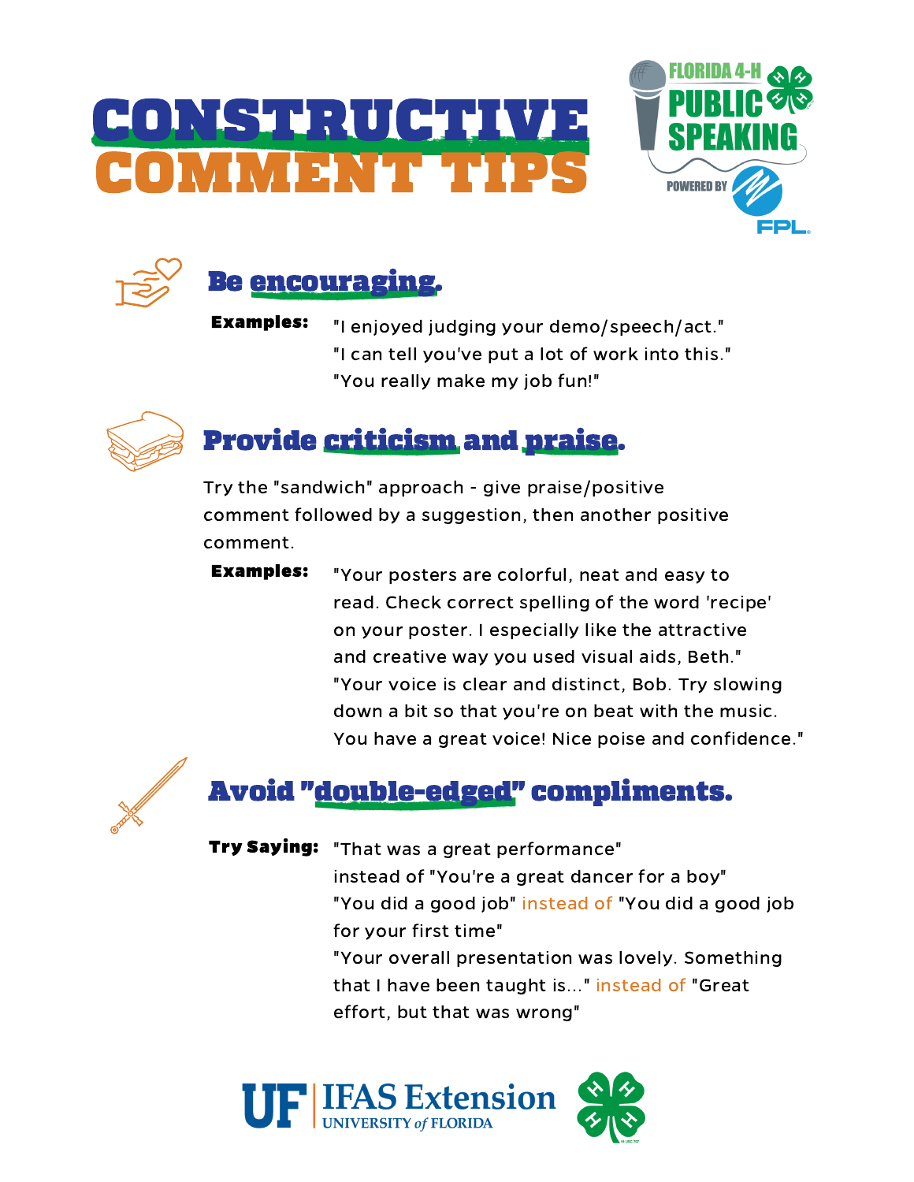# CONSTRUCTIVE COMMENT TIPS

FLORIDA 4-H PUBLIC SPEAKING

POWERED BY FPL

## Be encouraging.

**Examples:**

"I enjoyed judging your demo/speech/act."
"I can tell you've put a lot of work into this."
"You really make my job fun!"

## Provide criticism and praise.

Try the "sandwich" approach - give praise/positive comment followed by a suggestion, then another positive comment.

**Examples:**

"Your posters are colorful, neat and easy to read. Check correct spelling of the word 'recipe' on your poster. I especially like the attractive and creative way you used visual aids, Beth."
"Your voice is clear and distinct, Bob. Try slowing down a bit so that you're on beat with the music. You have a great voice! Nice poise and confidence."

## Avoid "double-edged" compliments.

**Try Saying:**

"That was a great performance" instead of "You're a great dancer for a boy"
"You did a good job" instead of "You did a good job for your first time"
"Your overall presentation was lovely. Something that I have been taught is..." instead of "Great effort, but that was wrong"

UF | IFAS Extension
UNIVERSITY of FLORIDA